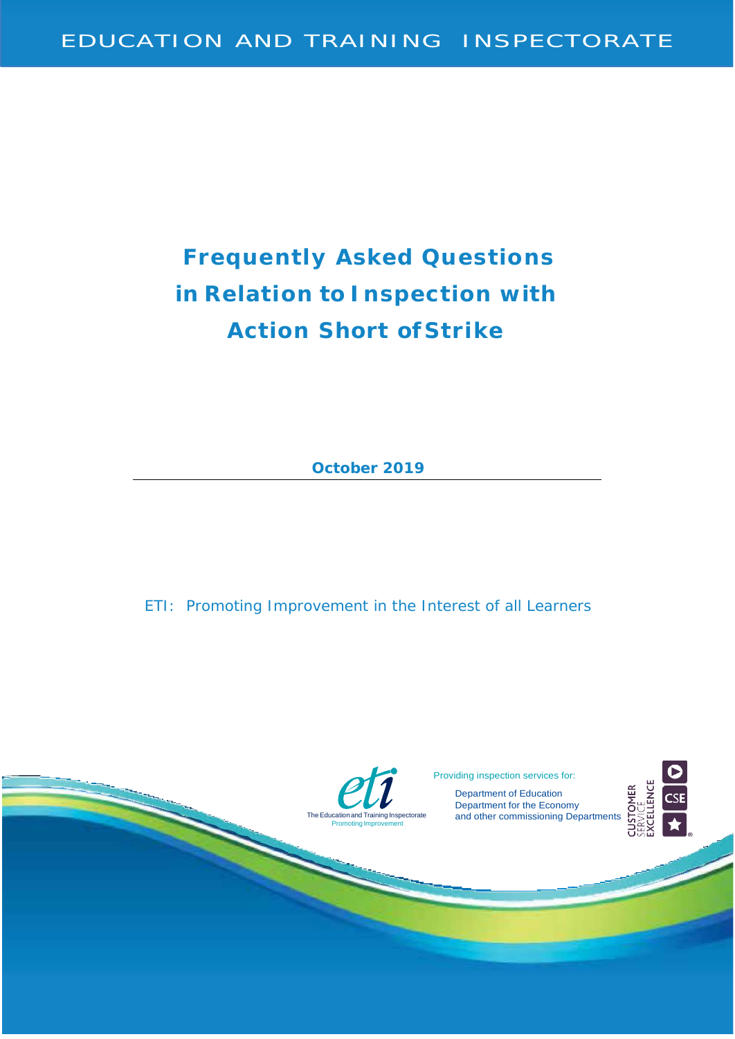EDUCATION AND TRAINING INSPECTORATE

# Frequently Asked Questions in Relation to Inspection with Action Short of Strike

**October 2019**

ETI: Promoting Improvement in the Interest of all Learners

The Education and Training Inspectorate
Promoting Improvement

Providing inspection services for:

Department of Education
Department for the Economy
and other commissioning Departments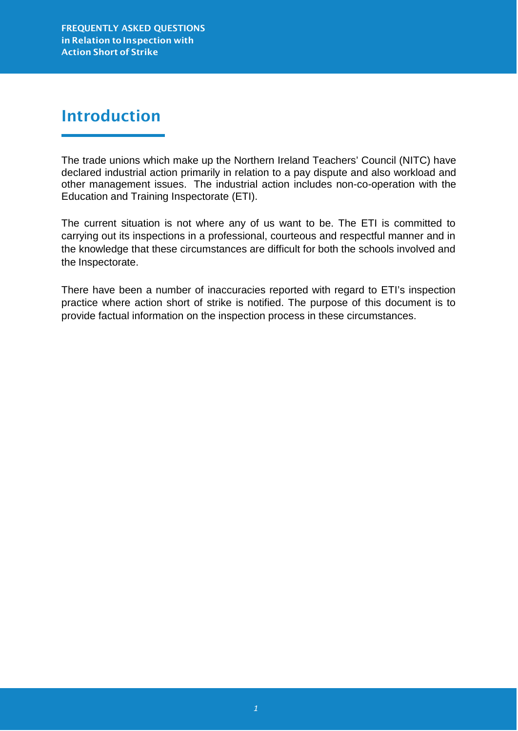## Introduction

The trade unions which make up the Northern Ireland Teachers' Council (NITC) have declared industrial action primarily in relation to a pay dispute and also workload and other management issues. The industrial action includes non-co-operation with the Education and Training Inspectorate (ETI).

The current situation is not where any of us want to be. The ETI is committed to carrying out its inspections in a professional, courteous and respectful manner and in the knowledge that these circumstances are difficult for both the schools involved and the Inspectorate.

There have been a number of inaccuracies reported with regard to ETI's inspection practice where action short of strike is notified. The purpose of this document is to provide factual information on the inspection process in these circumstances.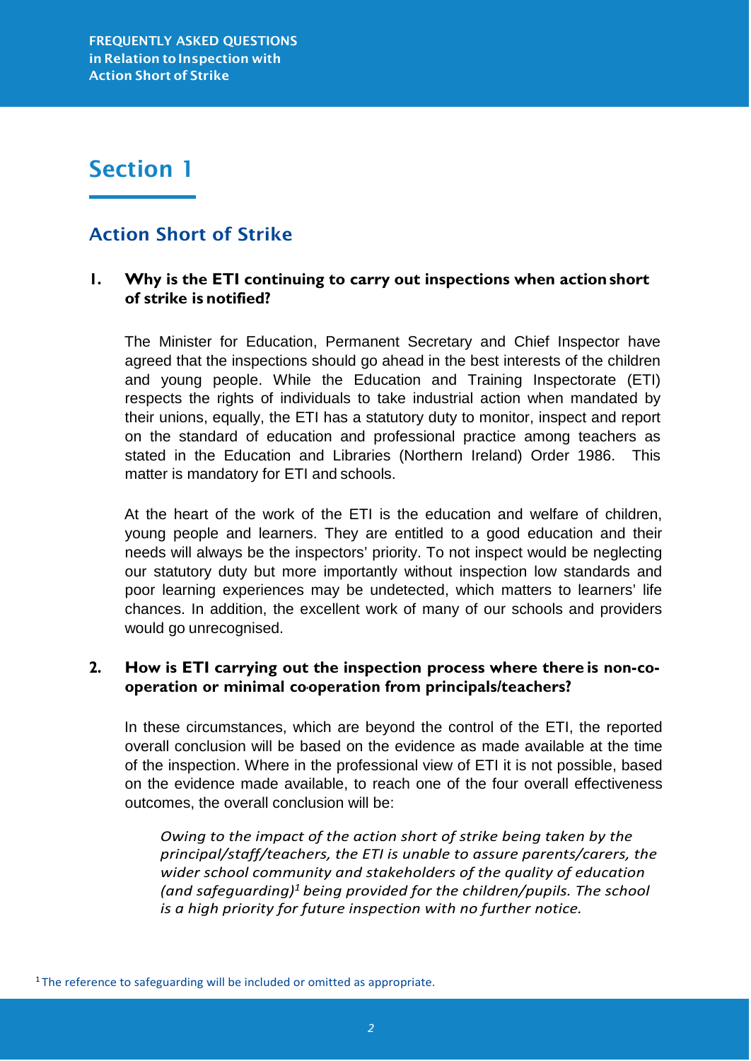# Section 1

## Action Short of Strike

### 1. Why is the ETI continuing to carry out inspections when action short of strike is notified?

The Minister for Education, Permanent Secretary and Chief Inspector have agreed that the inspections should go ahead in the best interests of the children and young people. While the Education and Training Inspectorate (ETI) respects the rights of individuals to take industrial action when mandated by their unions, equally, the ETI has a statutory duty to monitor, inspect and report on the standard of education and professional practice among teachers as stated in the Education and Libraries (Northern Ireland) Order 1986. This matter is mandatory for ETI and schools.

At the heart of the work of the ETI is the education and welfare of children, young people and learners. They are entitled to a good education and their needs will always be the inspectors' priority. To not inspect would be neglecting our statutory duty but more importantly without inspection low standards and poor learning experiences may be undetected, which matters to learners' life chances. In addition, the excellent work of many of our schools and providers would go unrecognised.

### 2. How is ETI carrying out the inspection process where there is non-co-operation or minimal co-operation from principals/teachers?

In these circumstances, which are beyond the control of the ETI, the reported overall conclusion will be based on the evidence as made available at the time of the inspection. Where in the professional view of ETI it is not possible, based on the evidence made available, to reach one of the four overall effectiveness outcomes, the overall conclusion will be:

> *Owing to the impact of the action short of strike being taken by the principal/staff/teachers, the ETI is unable to assure parents/carers, the wider school community and stakeholders of the quality of education (and safeguarding)[1] being provided for the children/pupils. The school is a high priority for future inspection with no further notice.*

[1] The reference to safeguarding will be included or omitted as appropriate.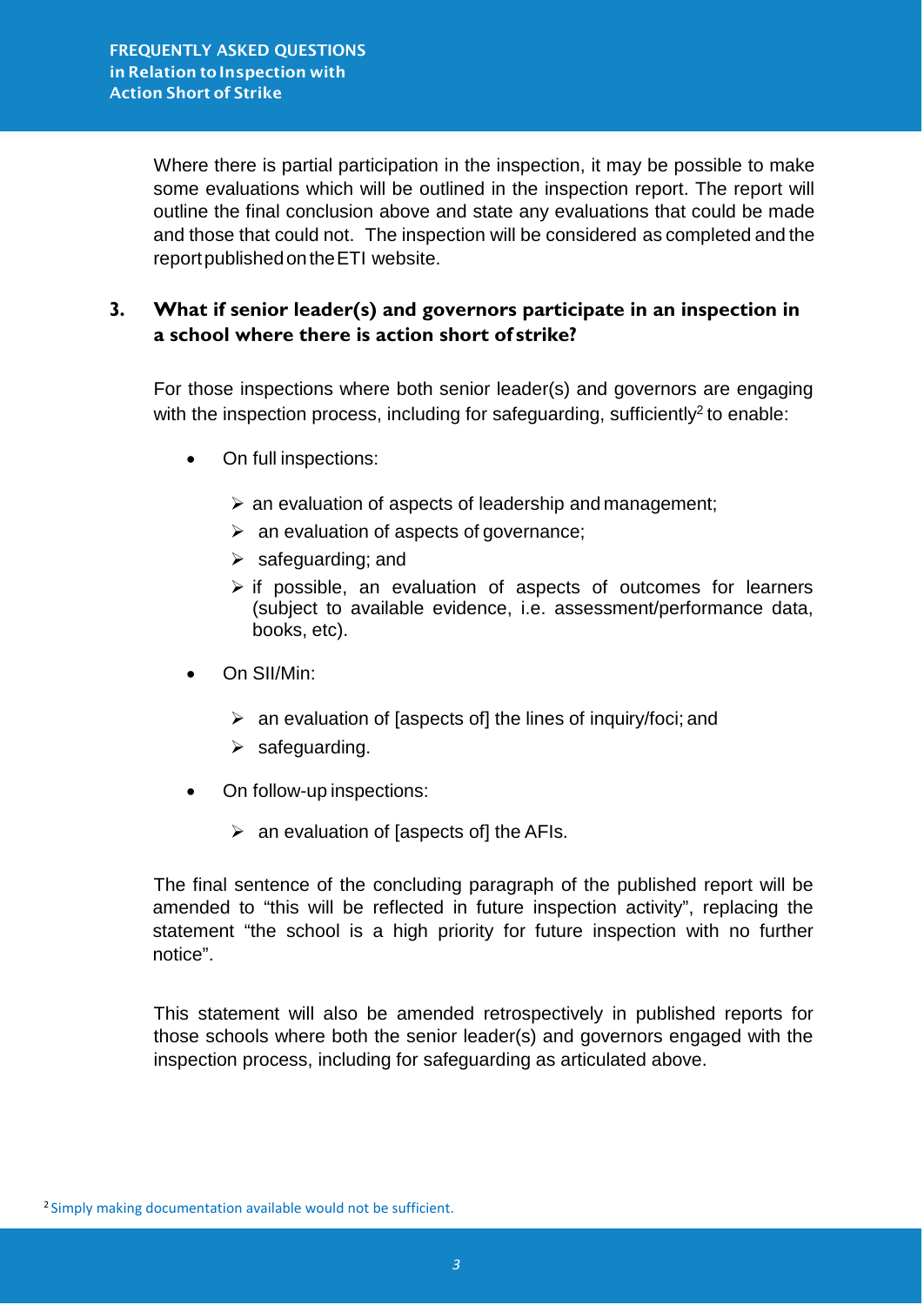Where there is partial participation in the inspection, it may be possible to make some evaluations which will be outlined in the inspection report. The report will outline the final conclusion above and state any evaluations that could be made and those that could not. The inspection will be considered as completed and the report published on the ETI website.

### 3. What if senior leader(s) and governors participate in an inspection in a school where there is action short of strike?

For those inspections where both senior leader(s) and governors are engaging with the inspection process, including for safeguarding, sufficiently[2] to enable:

- On full inspections:
  - an evaluation of aspects of leadership and management;
  - an evaluation of aspects of governance;
  - safeguarding; and
  - if possible, an evaluation of aspects of outcomes for learners (subject to available evidence, i.e. assessment/performance data, books, etc).
- On SII/Min:
  - an evaluation of [aspects of] the lines of inquiry/foci; and
  - safeguarding.
- On follow-up inspections:
  - an evaluation of [aspects of] the AFIs.

The final sentence of the concluding paragraph of the published report will be amended to "this will be reflected in future inspection activity", replacing the statement "the school is a high priority for future inspection with no further notice".

This statement will also be amended retrospectively in published reports for those schools where both the senior leader(s) and governors engaged with the inspection process, including for safeguarding as articulated above.

[2] Simply making documentation available would not be sufficient.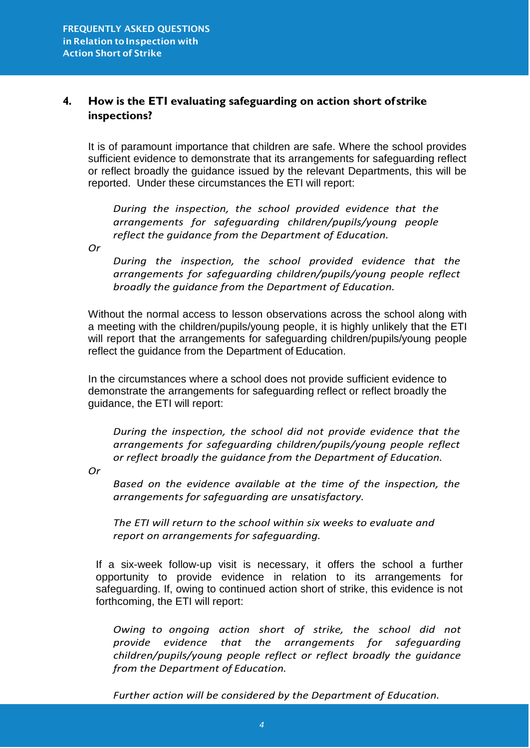## 4. How is the ETI evaluating safeguarding on action short of strike inspections?

It is of paramount importance that children are safe. Where the school provides sufficient evidence to demonstrate that its arrangements for safeguarding reflect or reflect broadly the guidance issued by the relevant Departments, this will be reported. Under these circumstances the ETI will report:

> *During the inspection, the school provided evidence that the arrangements for safeguarding children/pupils/young people reflect the guidance from the Department of Education.*

*Or*

> *During the inspection, the school provided evidence that the arrangements for safeguarding children/pupils/young people reflect broadly the guidance from the Department of Education.*

Without the normal access to lesson observations across the school along with a meeting with the children/pupils/young people, it is highly unlikely that the ETI will report that the arrangements for safeguarding children/pupils/young people reflect the guidance from the Department of Education.

In the circumstances where a school does not provide sufficient evidence to demonstrate the arrangements for safeguarding reflect or reflect broadly the guidance, the ETI will report:

> *During the inspection, the school did not provide evidence that the arrangements for safeguarding children/pupils/young people reflect or reflect broadly the guidance from the Department of Education.*

*Or*

> *Based on the evidence available at the time of the inspection, the arrangements for safeguarding are unsatisfactory.*
>
> *The ETI will return to the school within six weeks to evaluate and report on arrangements for safeguarding.*

If a six-week follow-up visit is necessary, it offers the school a further opportunity to provide evidence in relation to its arrangements for safeguarding. If, owing to continued action short of strike, this evidence is not forthcoming, the ETI will report:

> *Owing to ongoing action short of strike, the school did not provide evidence that the arrangements for safeguarding children/pupils/young people reflect or reflect broadly the guidance from the Department of Education.*
>
> *Further action will be considered by the Department of Education.*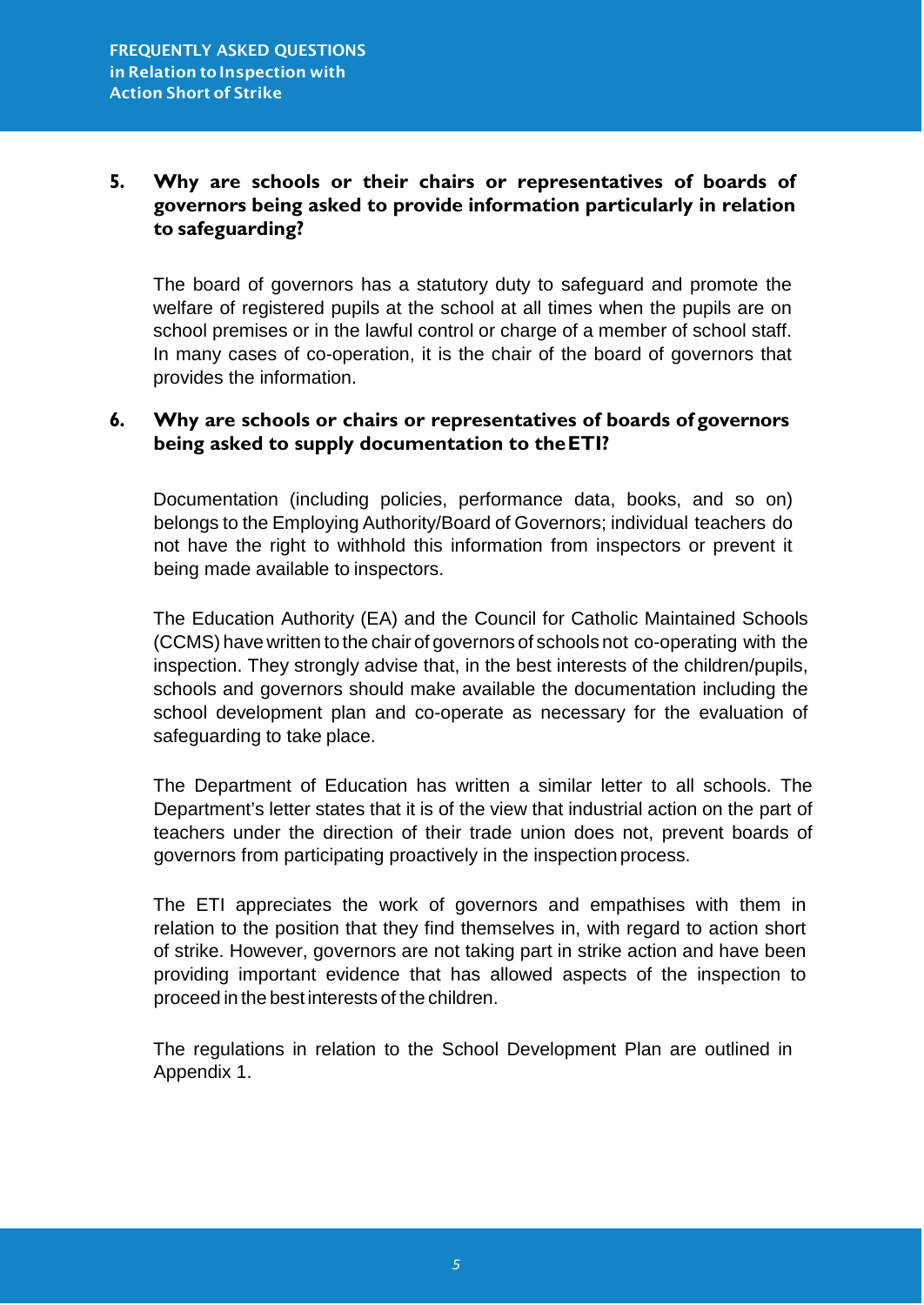**5. Why are schools or their chairs or representatives of boards of governors being asked to provide information particularly in relation to safeguarding?**

The board of governors has a statutory duty to safeguard and promote the welfare of registered pupils at the school at all times when the pupils are on school premises or in the lawful control or charge of a member of school staff. In many cases of co-operation, it is the chair of the board of governors that provides the information.

**6. Why are schools or chairs or representatives of boards of governors being asked to supply documentation to the ETI?**

Documentation (including policies, performance data, books, and so on) belongs to the Employing Authority/Board of Governors; individual teachers do not have the right to withhold this information from inspectors or prevent it being made available to inspectors.

The Education Authority (EA) and the Council for Catholic Maintained Schools (CCMS) have written to the chair of governors of schools not co-operating with the inspection. They strongly advise that, in the best interests of the children/pupils, schools and governors should make available the documentation including the school development plan and co-operate as necessary for the evaluation of safeguarding to take place.

The Department of Education has written a similar letter to all schools. The Department's letter states that it is of the view that industrial action on the part of teachers under the direction of their trade union does not, prevent boards of governors from participating proactively in the inspection process.

The ETI appreciates the work of governors and empathises with them in relation to the position that they find themselves in, with regard to action short of strike. However, governors are not taking part in strike action and have been providing important evidence that has allowed aspects of the inspection to proceed in the best interests of the children.

The regulations in relation to the School Development Plan are outlined in Appendix 1.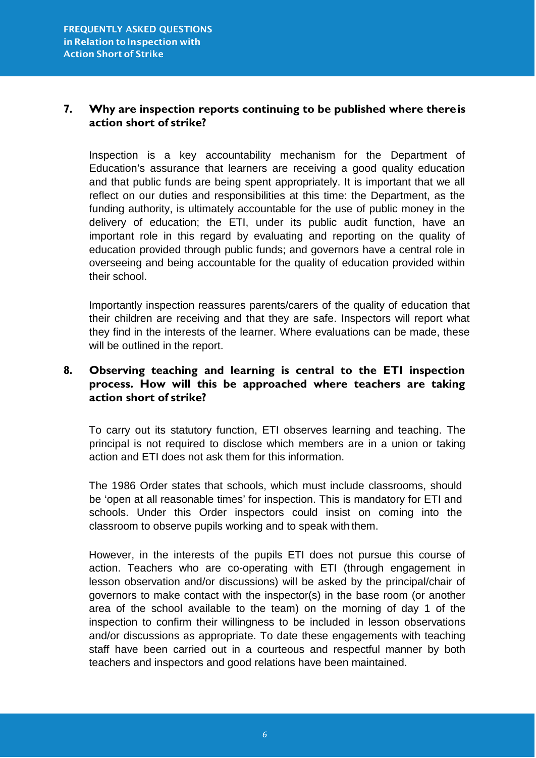### 7. Why are inspection reports continuing to be published where there is action short of strike?

Inspection is a key accountability mechanism for the Department of Education's assurance that learners are receiving a good quality education and that public funds are being spent appropriately. It is important that we all reflect on our duties and responsibilities at this time: the Department, as the funding authority, is ultimately accountable for the use of public money in the delivery of education; the ETI, under its public audit function, have an important role in this regard by evaluating and reporting on the quality of education provided through public funds; and governors have a central role in overseeing and being accountable for the quality of education provided within their school.

Importantly inspection reassures parents/carers of the quality of education that their children are receiving and that they are safe. Inspectors will report what they find in the interests of the learner. Where evaluations can be made, these will be outlined in the report.

### 8. Observing teaching and learning is central to the ETI inspection process. How will this be approached where teachers are taking action short of strike?

To carry out its statutory function, ETI observes learning and teaching. The principal is not required to disclose which members are in a union or taking action and ETI does not ask them for this information.

The 1986 Order states that schools, which must include classrooms, should be 'open at all reasonable times' for inspection. This is mandatory for ETI and schools. Under this Order inspectors could insist on coming into the classroom to observe pupils working and to speak with them.

However, in the interests of the pupils ETI does not pursue this course of action. Teachers who are co-operating with ETI (through engagement in lesson observation and/or discussions) will be asked by the principal/chair of governors to make contact with the inspector(s) in the base room (or another area of the school available to the team) on the morning of day 1 of the inspection to confirm their willingness to be included in lesson observations and/or discussions as appropriate. To date these engagements with teaching staff have been carried out in a courteous and respectful manner by both teachers and inspectors and good relations have been maintained.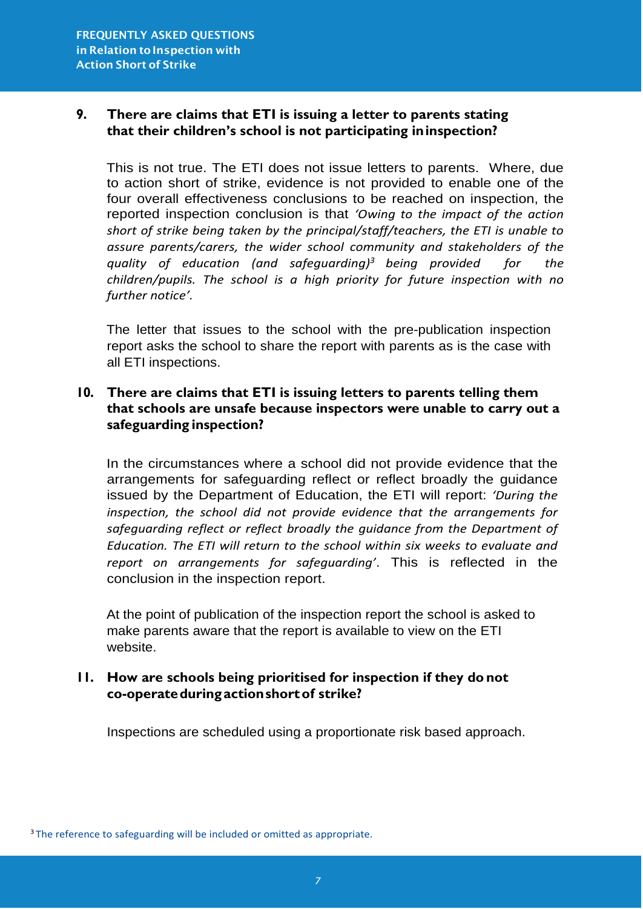### 9. There are claims that ETI is issuing a letter to parents stating that their children's school is not participating in inspection?

This is not true. The ETI does not issue letters to parents. Where, due to action short of strike, evidence is not provided to enable one of the four overall effectiveness conclusions to be reached on inspection, the reported inspection conclusion is that *'Owing to the impact of the action short of strike being taken by the principal/staff/teachers, the ETI is unable to assure parents/carers, the wider school community and stakeholders of the quality of education (and safeguarding)[3] being provided for the children/pupils. The school is a high priority for future inspection with no further notice'.*

The letter that issues to the school with the pre-publication inspection report asks the school to share the report with parents as is the case with all ETI inspections.

### 10. There are claims that ETI is issuing letters to parents telling them that schools are unsafe because inspectors were unable to carry out a safeguarding inspection?

In the circumstances where a school did not provide evidence that the arrangements for safeguarding reflect or reflect broadly the guidance issued by the Department of Education, the ETI will report: *'During the inspection, the school did not provide evidence that the arrangements for safeguarding reflect or reflect broadly the guidance from the Department of Education. The ETI will return to the school within six weeks to evaluate and report on arrangements for safeguarding'*. This is reflected in the conclusion in the inspection report.

At the point of publication of the inspection report the school is asked to make parents aware that the report is available to view on the ETI website.

### 11. How are schools being prioritised for inspection if they do not co-operate during action short of strike?

Inspections are scheduled using a proportionate risk based approach.

[3] The reference to safeguarding will be included or omitted as appropriate.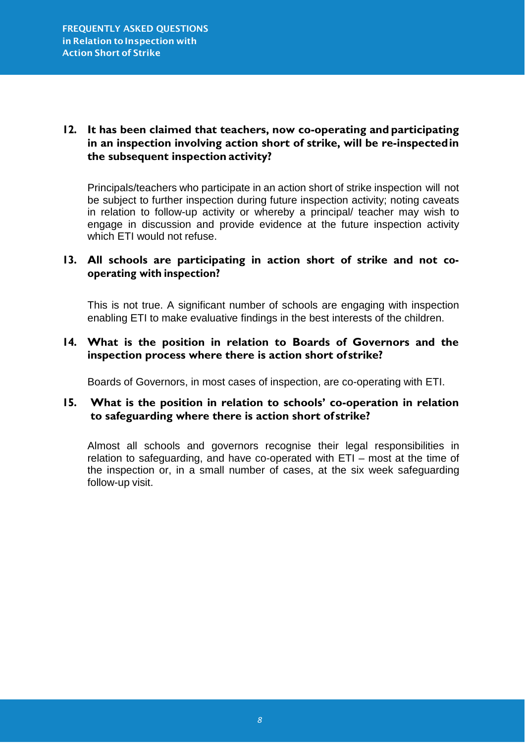**12. It has been claimed that teachers, now co-operating and participating in an inspection involving action short of strike, will be re-inspected in the subsequent inspection activity?**

Principals/teachers who participate in an action short of strike inspection will not be subject to further inspection during future inspection activity; noting caveats in relation to follow-up activity or whereby a principal/ teacher may wish to engage in discussion and provide evidence at the future inspection activity which ETI would not refuse.

**13. All schools are participating in action short of strike and not co-operating with inspection?**

This is not true. A significant number of schools are engaging with inspection enabling ETI to make evaluative findings in the best interests of the children.

**14. What is the position in relation to Boards of Governors and the inspection process where there is action short of strike?**

Boards of Governors, in most cases of inspection, are co-operating with ETI.

**15. What is the position in relation to schools' co-operation in relation to safeguarding where there is action short of strike?**

Almost all schools and governors recognise their legal responsibilities in relation to safeguarding, and have co-operated with ETI – most at the time of the inspection or, in a small number of cases, at the six week safeguarding follow-up visit.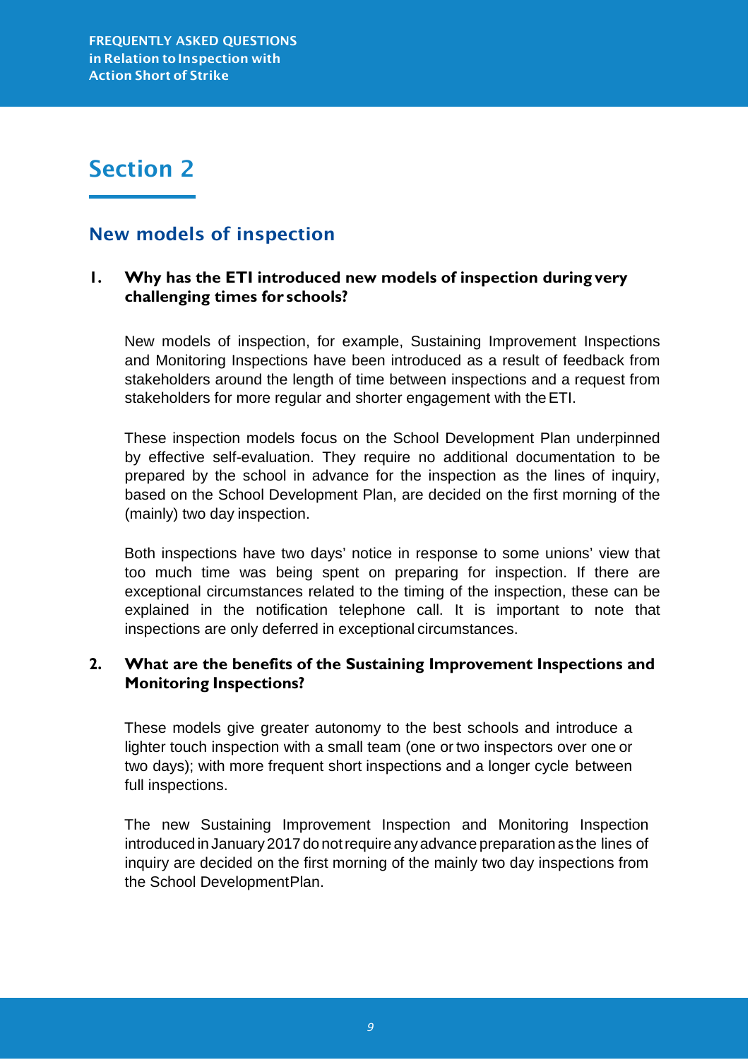# Section 2

## New models of inspection

**1. Why has the ETI introduced new models of inspection during very challenging times for schools?**

New models of inspection, for example, Sustaining Improvement Inspections and Monitoring Inspections have been introduced as a result of feedback from stakeholders around the length of time between inspections and a request from stakeholders for more regular and shorter engagement with the ETI.

These inspection models focus on the School Development Plan underpinned by effective self-evaluation. They require no additional documentation to be prepared by the school in advance for the inspection as the lines of inquiry, based on the School Development Plan, are decided on the first morning of the (mainly) two day inspection.

Both inspections have two days' notice in response to some unions' view that too much time was being spent on preparing for inspection. If there are exceptional circumstances related to the timing of the inspection, these can be explained in the notification telephone call. It is important to note that inspections are only deferred in exceptional circumstances.

**2. What are the benefits of the Sustaining Improvement Inspections and Monitoring Inspections?**

These models give greater autonomy to the best schools and introduce a lighter touch inspection with a small team (one or two inspectors over one or two days); with more frequent short inspections and a longer cycle between full inspections.

The new Sustaining Improvement Inspection and Monitoring Inspection introduced in January 2017 do not require any advance preparation as the lines of inquiry are decided on the first morning of the mainly two day inspections from the School Development Plan.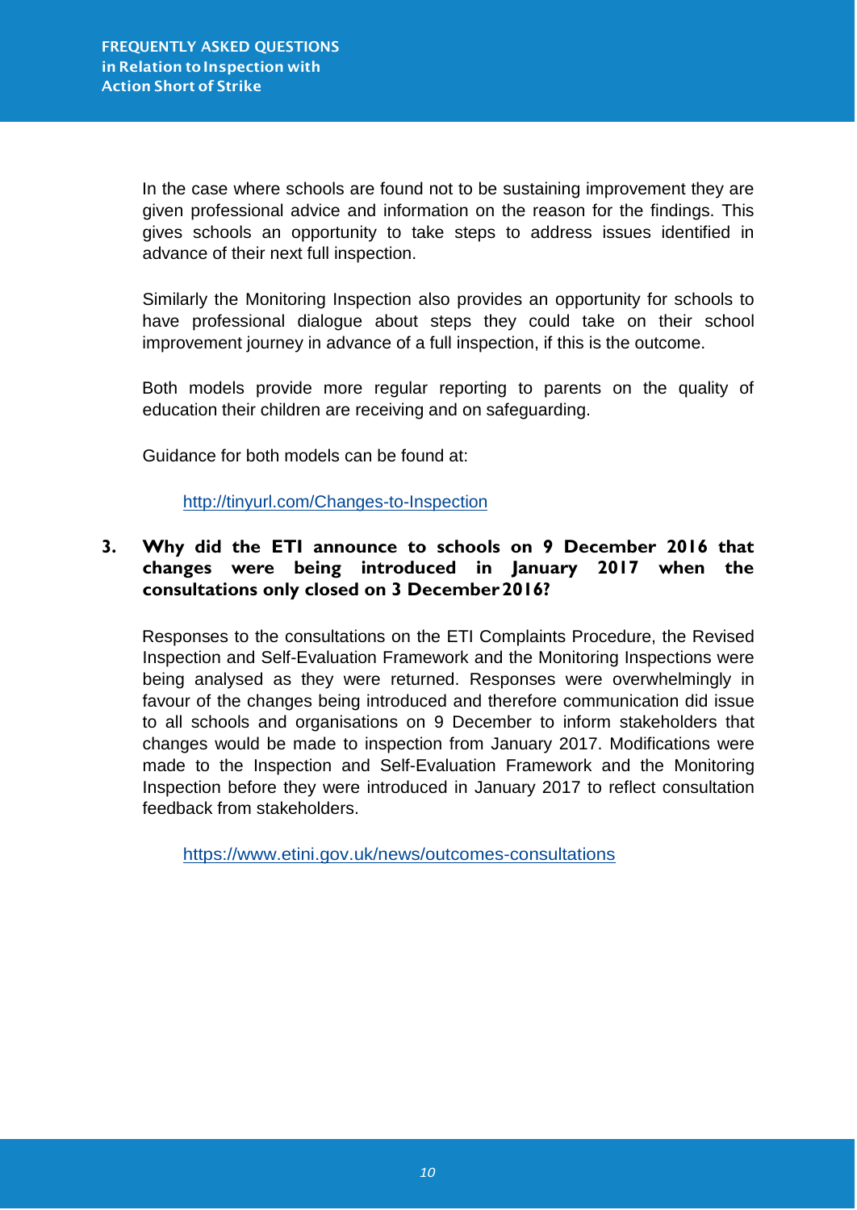In the case where schools are found not to be sustaining improvement they are given professional advice and information on the reason for the findings. This gives schools an opportunity to take steps to address issues identified in advance of their next full inspection.

Similarly the Monitoring Inspection also provides an opportunity for schools to have professional dialogue about steps they could take on their school improvement journey in advance of a full inspection, if this is the outcome.

Both models provide more regular reporting to parents on the quality of education their children are receiving and on safeguarding.

Guidance for both models can be found at:

http://tinyurl.com/Changes-to-Inspection

### 3. Why did the ETI announce to schools on 9 December 2016 that changes were being introduced in January 2017 when the consultations only closed on 3 December 2016?

Responses to the consultations on the ETI Complaints Procedure, the Revised Inspection and Self-Evaluation Framework and the Monitoring Inspections were being analysed as they were returned. Responses were overwhelmingly in favour of the changes being introduced and therefore communication did issue to all schools and organisations on 9 December to inform stakeholders that changes would be made to inspection from January 2017. Modifications were made to the Inspection and Self-Evaluation Framework and the Monitoring Inspection before they were introduced in January 2017 to reflect consultation feedback from stakeholders.

https://www.etini.gov.uk/news/outcomes-consultations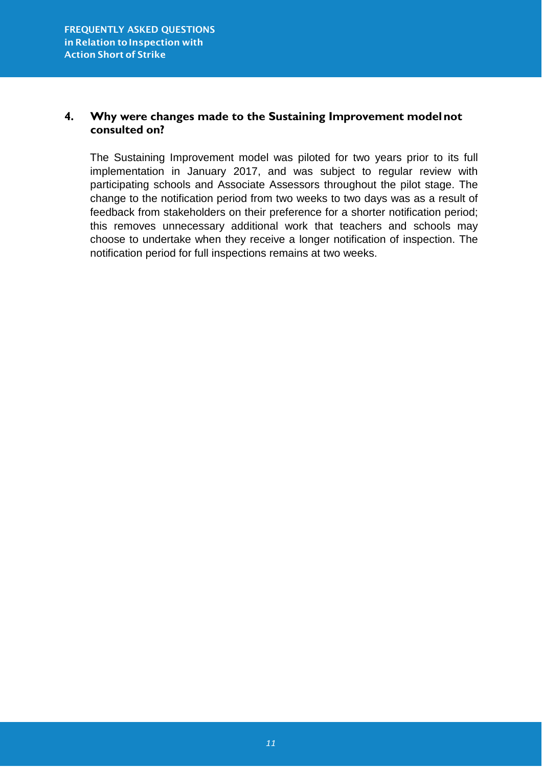**4. Why were changes made to the Sustaining Improvement model not consulted on?**

The Sustaining Improvement model was piloted for two years prior to its full implementation in January 2017, and was subject to regular review with participating schools and Associate Assessors throughout the pilot stage. The change to the notification period from two weeks to two days was as a result of feedback from stakeholders on their preference for a shorter notification period; this removes unnecessary additional work that teachers and schools may choose to undertake when they receive a longer notification of inspection. The notification period for full inspections remains at two weeks.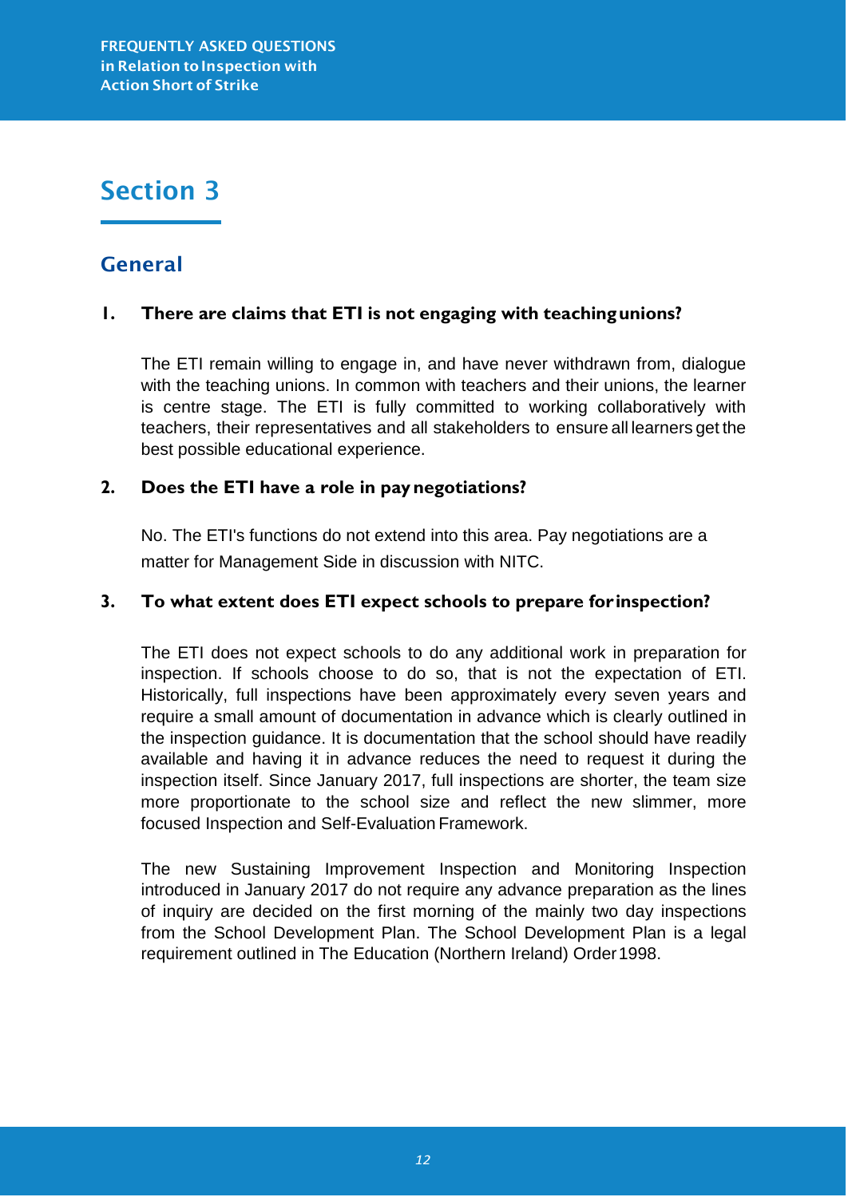# Section 3

## General

**1. There are claims that ETI is not engaging with teaching unions?**

The ETI remain willing to engage in, and have never withdrawn from, dialogue with the teaching unions. In common with teachers and their unions, the learner is centre stage. The ETI is fully committed to working collaboratively with teachers, their representatives and all stakeholders to ensure all learners get the best possible educational experience.

**2. Does the ETI have a role in pay negotiations?**

No. The ETI's functions do not extend into this area. Pay negotiations are a matter for Management Side in discussion with NITC.

**3. To what extent does ETI expect schools to prepare for inspection?**

The ETI does not expect schools to do any additional work in preparation for inspection. If schools choose to do so, that is not the expectation of ETI. Historically, full inspections have been approximately every seven years and require a small amount of documentation in advance which is clearly outlined in the inspection guidance. It is documentation that the school should have readily available and having it in advance reduces the need to request it during the inspection itself. Since January 2017, full inspections are shorter, the team size more proportionate to the school size and reflect the new slimmer, more focused Inspection and Self-Evaluation Framework.

The new Sustaining Improvement Inspection and Monitoring Inspection introduced in January 2017 do not require any advance preparation as the lines of inquiry are decided on the first morning of the mainly two day inspections from the School Development Plan. The School Development Plan is a legal requirement outlined in The Education (Northern Ireland) Order 1998.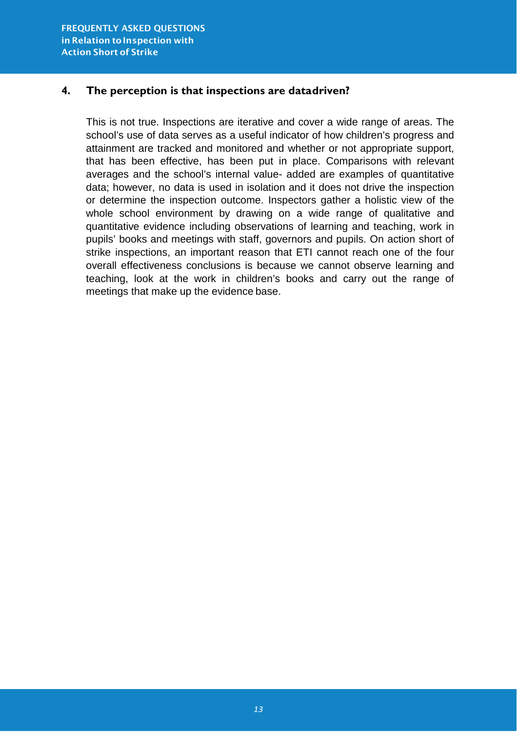## 4. The perception is that inspections are datadriven?

This is not true. Inspections are iterative and cover a wide range of areas. The school's use of data serves as a useful indicator of how children's progress and attainment are tracked and monitored and whether or not appropriate support, that has been effective, has been put in place. Comparisons with relevant averages and the school's internal value- added are examples of quantitative data; however, no data is used in isolation and it does not drive the inspection or determine the inspection outcome. Inspectors gather a holistic view of the whole school environment by drawing on a wide range of qualitative and quantitative evidence including observations of learning and teaching, work in pupils' books and meetings with staff, governors and pupils. On action short of strike inspections, an important reason that ETI cannot reach one of the four overall effectiveness conclusions is because we cannot observe learning and teaching, look at the work in children's books and carry out the range of meetings that make up the evidence base.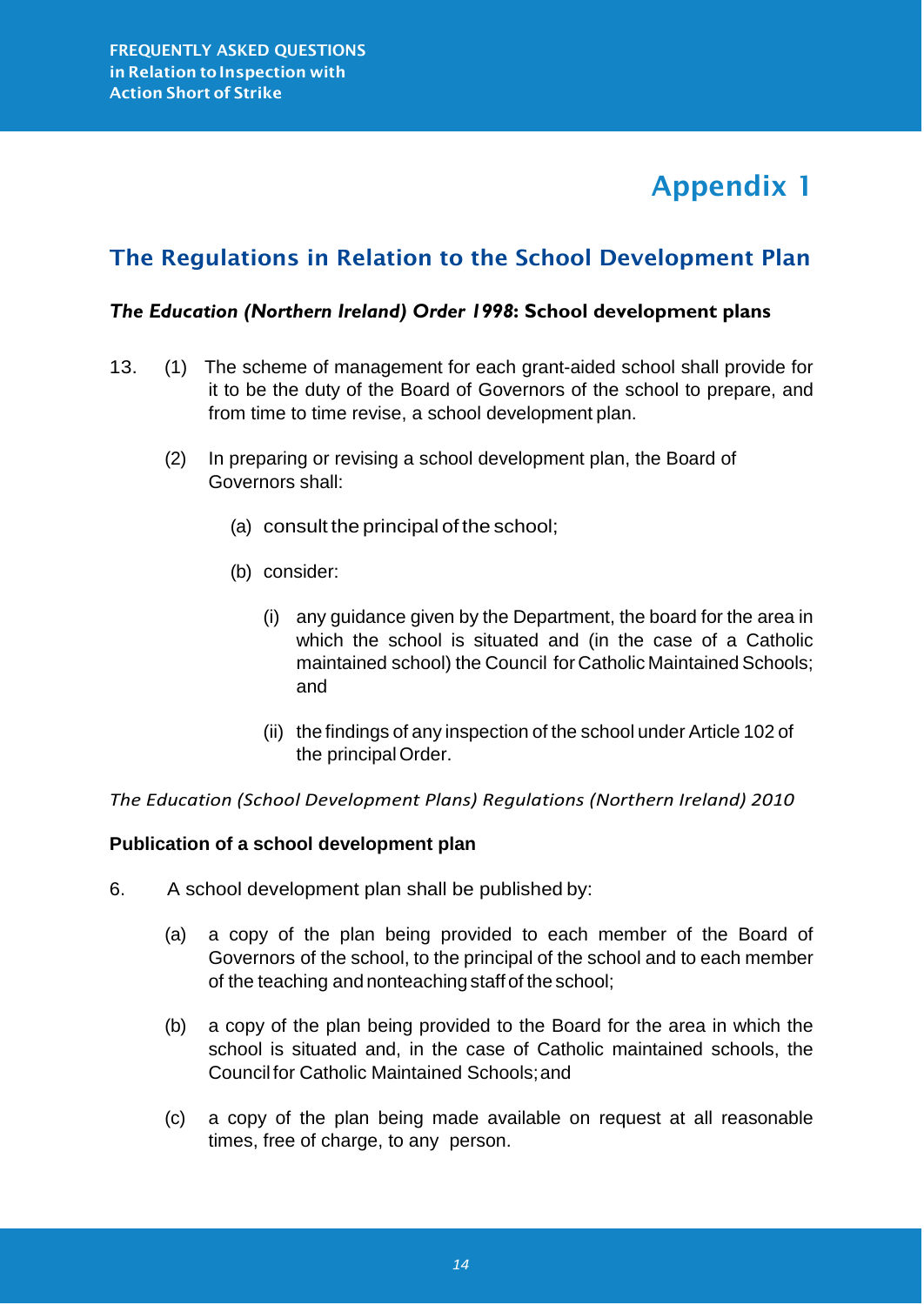# Appendix 1

## The Regulations in Relation to the School Development Plan

***The Education (Northern Ireland) Order 1998*: School development plans**

13. (1) The scheme of management for each grant-aided school shall provide for it to be the duty of the Board of Governors of the school to prepare, and from time to time revise, a school development plan.

    (2) In preparing or revising a school development plan, the Board of Governors shall:

    (a) consult the principal of the school;

    (b) consider:

    (i) any guidance given by the Department, the board for the area in which the school is situated and (in the case of a Catholic maintained school) the Council for Catholic Maintained Schools; and

    (ii) the findings of any inspection of the school under Article 102 of the principal Order.

*The Education (School Development Plans) Regulations (Northern Ireland) 2010*

**Publication of a school development plan**

6. A school development plan shall be published by:

    (a) a copy of the plan being provided to each member of the Board of Governors of the school, to the principal of the school and to each member of the teaching and nonteaching staff of the school;

    (b) a copy of the plan being provided to the Board for the area in which the school is situated and, in the case of Catholic maintained schools, the Council for Catholic Maintained Schools; and

    (c) a copy of the plan being made available on request at all reasonable times, free of charge, to any person.